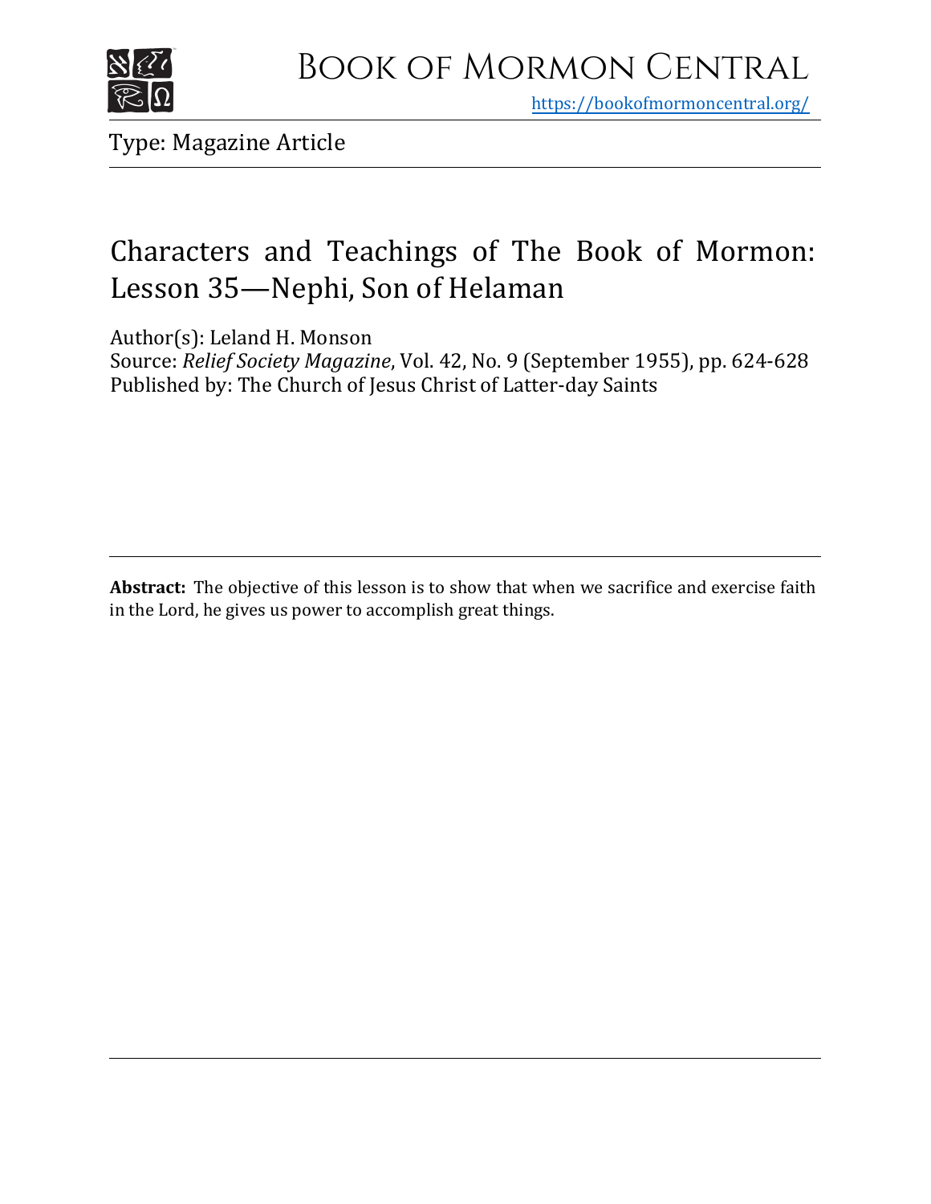# Book of Mormon Central

https://bookofmormoncentral.org/

Type: Magazine Article

## Characters and Teachings of The Book of Mormon: Lesson 35—Nephi, Son of Helaman

Author(s): Leland H. Monson
Source: *Relief Society Magazine*, Vol. 42, No. 9 (September 1955), pp. 624-628
Published by: The Church of Jesus Christ of Latter-day Saints

**Abstract:** The objective of this lesson is to show that when we sacrifice and exercise faith in the Lord, he gives us power to accomplish great things.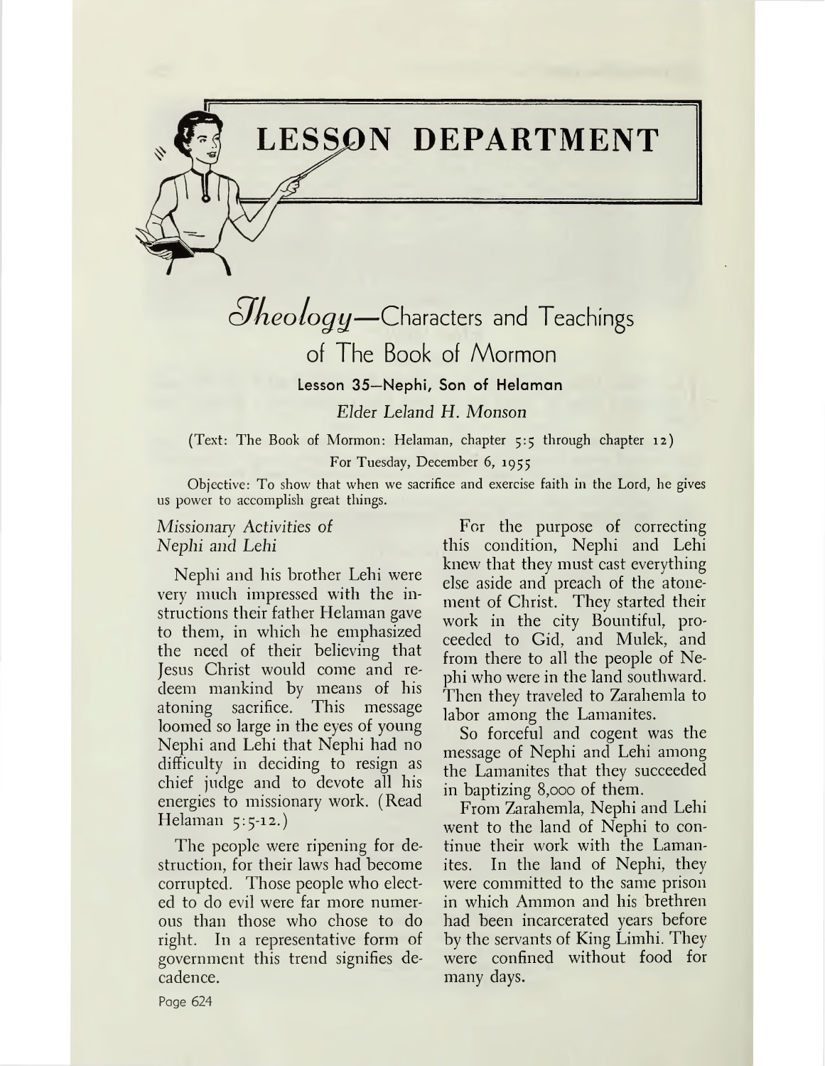# LESSON DEPARTMENT

## *Theology*—Characters and Teachings of The Book of Mormon

### Lesson 35—Nephi, Son of Helaman

*Elder Leland H. Monson*

(Text: The Book of Mormon: Helaman, chapter 5:5 through chapter 12)

For Tuesday, December 6, 1955

Objective: To show that when we sacrifice and exercise faith in the Lord, he gives us power to accomplish great things.

*Missionary Activities of Nephi and Lehi*

Nephi and his brother Lehi were very much impressed with the instructions their father Helaman gave to them, in which he emphasized the need of their believing that Jesus Christ would come and redeem mankind by means of his atoning sacrifice. This message loomed so large in the eyes of young Nephi and Lehi that Nephi had no difficulty in deciding to resign as chief judge and to devote all his energies to missionary work. (Read Helaman 5:5-12.)

The people were ripening for destruction, for their laws had become corrupted. Those people who elected to do evil were far more numerous than those who chose to do right. In a representative form of government this trend signifies decadence.

For the purpose of correcting this condition, Nephi and Lehi knew that they must cast everything else aside and preach of the atonement of Christ. They started their work in the city Bountiful, proceeded to Gid, and Mulek, and from there to all the people of Nephi who were in the land southward. Then they traveled to Zarahemla to labor among the Lamanites.

So forceful and cogent was the message of Nephi and Lehi among the Lamanites that they succeeded in baptizing 8,000 of them.

From Zarahemla, Nephi and Lehi went to the land of Nephi to continue their work with the Lamanites. In the land of Nephi, they were committed to the same prison in which Ammon and his brethren had been incarcerated years before by the servants of King Limhi. They were confined without food for many days.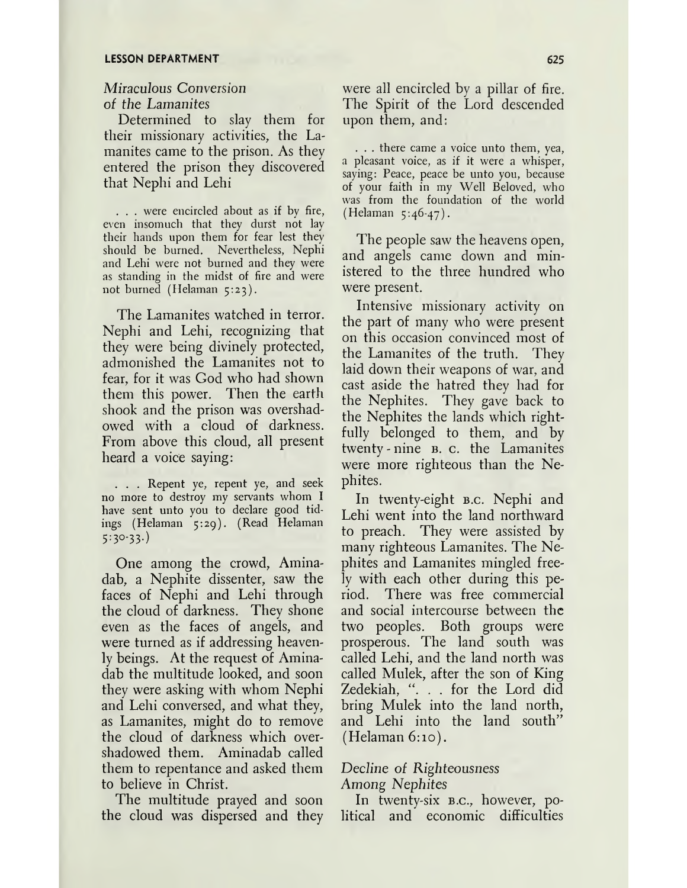### *Miraculous Conversion of the Lamanites*

Determined to slay them for their missionary activities, the Lamanites came to the prison. As they entered the prison they discovered that Nephi and Lehi

> . . . were encircled about as if by fire, even insomuch that they durst not lay their hands upon them for fear lest they should be burned. Nevertheless, Nephi and Lehi were not burned and they were as standing in the midst of fire and were not burned (Helaman 5:23).

The Lamanites watched in terror. Nephi and Lehi, recognizing that they were being divinely protected, admonished the Lamanites not to fear, for it was God who had shown them this power. Then the earth shook and the prison was overshadowed with a cloud of darkness. From above this cloud, all present heard a voice saying:

> . . . Repent ye, repent ye, and seek no more to destroy my servants whom I have sent unto you to declare good tidings (Helaman 5:29). (Read Helaman 5:30-33.)

One among the crowd, Aminadab, a Nephite dissenter, saw the faces of Nephi and Lehi through the cloud of darkness. They shone even as the faces of angels, and were turned as if addressing heavenly beings. At the request of Aminadab the multitude looked, and soon they were asking with whom Nephi and Lehi conversed, and what they, as Lamanites, might do to remove the cloud of darkness which overshadowed them. Aminadab called them to repentance and asked them to believe in Christ.

The multitude prayed and soon the cloud was dispersed and they were all encircled by a pillar of fire. The Spirit of the Lord descended upon them, and:

> . . . there came a voice unto them, yea, a pleasant voice, as if it were a whisper, saying: Peace, peace be unto you, because of your faith in my Well Beloved, who was from the foundation of the world (Helaman 5:46-47).

The people saw the heavens open, and angels came down and ministered to the three hundred who were present.

Intensive missionary activity on the part of many who were present on this occasion convinced most of the Lamanites of the truth. They laid down their weapons of war, and cast aside the hatred they had for the Nephites. They gave back to the Nephites the lands which rightfully belonged to them, and by twenty-nine B. C. the Lamanites were more righteous than the Nephites.

In twenty-eight B.C. Nephi and Lehi went into the land northward to preach. They were assisted by many righteous Lamanites. The Nephites and Lamanites mingled freely with each other during this period. There was free commercial and social intercourse between the two peoples. Both groups were prosperous. The land south was called Lehi, and the land north was called Mulek, after the son of King Zedekiah, ". . . for the Lord did bring Mulek into the land north, and Lehi into the land south" (Helaman 6:10).

### *Decline of Righteousness Among Nephites*

In twenty-six B.C., however, political and economic difficulties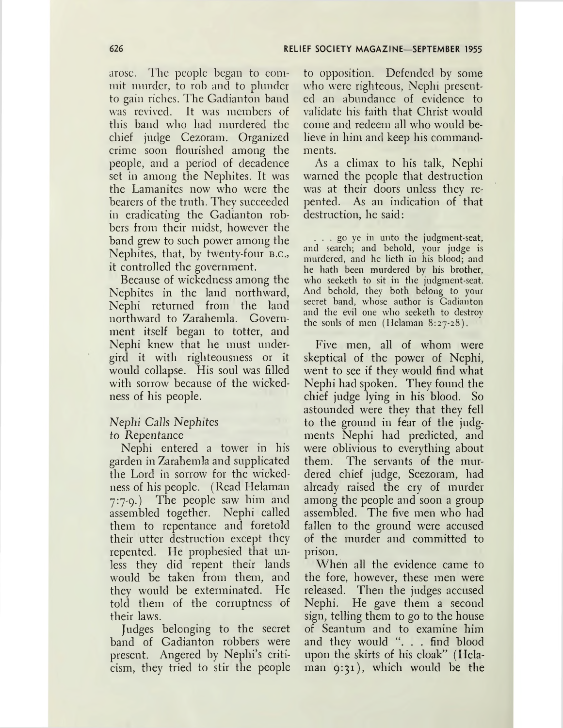arose. The people began to commit murder, to rob and to plunder to gain riches. The Gadianton band was revived. It was members of this band who had murdered the chief judge Cezoram. Organized crime soon flourished among the people, and a period of decadence set in among the Nephites. It was the Lamanites now who were the bearers of the truth. They succeeded in eradicating the Gadianton robbers from their midst, however the band grew to such power among the Nephites, that, by twenty-four B.C., it controlled the government.

Because of wickedness among the Nephites in the land northward, Nephi returned from the land northward to Zarahemla. Government itself began to totter, and Nephi knew that he must undergird it with righteousness or it would collapse. His soul was filled with sorrow because of the wickedness of his people.

### *Nephi Calls Nephites to Repentance*

Nephi entered a tower in his garden in Zarahemla and supplicated the Lord in sorrow for the wickedness of his people. (Read Helaman 7:7-9.) The people saw him and assembled together. Nephi called them to repentance and foretold their utter destruction except they repented. He prophesied that unless they did repent their lands would be taken from them, and they would be exterminated. He told them of the corruptness of their laws.

Judges belonging to the secret band of Gadianton robbers were present. Angered by Nephi's criticism, they tried to stir the people to opposition. Defended by some who were righteous, Nephi presented an abundance of evidence to validate his faith that Christ would come and redeem all who would believe in him and keep his commandments.

As a climax to his talk, Nephi warned the people that destruction was at their doors unless they repented. As an indication of that destruction, he said:

> . . . go ye in unto the judgment-seat, and search; and behold, your judge is murdered, and he lieth in his blood; and he hath been murdered by his brother, who seeketh to sit in the judgment-seat. And behold, they both belong to your secret band, whose author is Gadianton and the evil one who seeketh to destroy the souls of men (Helaman 8:27-28).

Five men, all of whom were skeptical of the power of Nephi, went to see if they would find what Nephi had spoken. They found the chief judge lying in his blood. So astounded were they that they fell to the ground in fear of the judgments Nephi had predicted, and were oblivious to everything about them. The servants of the murdered chief judge, Seezoram, had already raised the cry of murder among the people and soon a group assembled. The five men who had fallen to the ground were accused of the murder and committed to prison.

When all the evidence came to the fore, however, these men were released. Then the judges accused Nephi. He gave them a second sign, telling them to go to the house of Seantum and to examine him and they would ". . . find blood upon the skirts of his cloak" (Helaman 9:31), which would be the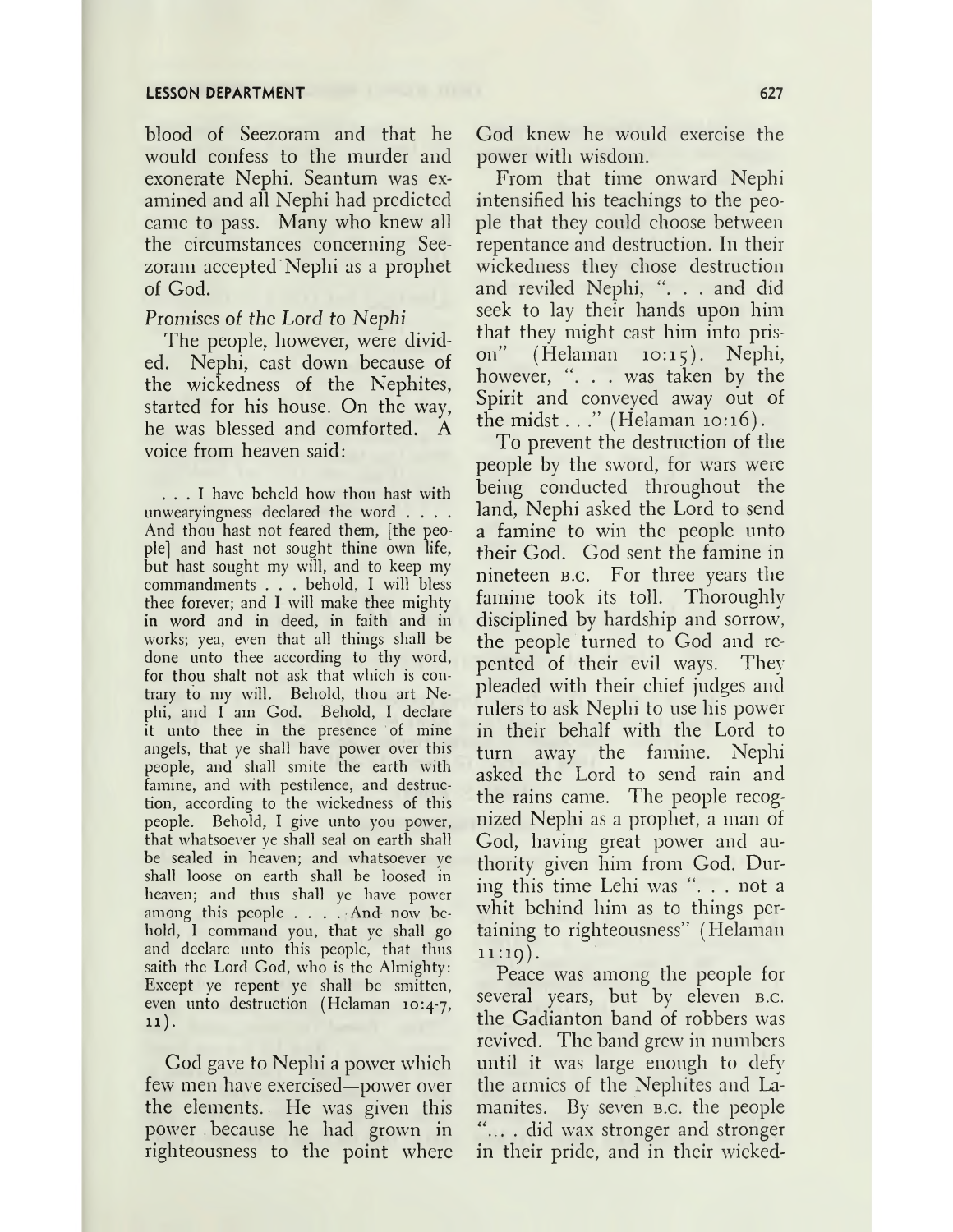blood of Seezoram and that he would confess to the murder and exonerate Nephi. Seantum was examined and all Nephi had predicted came to pass. Many who knew all the circumstances concerning Seezoram accepted Nephi as a prophet of God.

*Promises of the Lord to Nephi*

The people, however, were divided. Nephi, cast down because of the wickedness of the Nephites, started for his house. On the way, he was blessed and comforted. A voice from heaven said:

> . . . I have beheld how thou hast with unwearyingness declared the word . . . . And thou hast not feared them, [the people] and hast not sought thine own life, but hast sought my will, and to keep my commandments . . . behold, I will bless thee forever; and I will make thee mighty in word and in deed, in faith and in works; yea, even that all things shall be done unto thee according to thy word, for thou shalt not ask that which is contrary to my will. Behold, thou art Nephi, and I am God. Behold, I declare it unto thee in the presence of mine angels, that ye shall have power over this people, and shall smite the earth with famine, and with pestilence, and destruction, according to the wickedness of this people. Behold, I give unto you power, that whatsoever ye shall seal on earth shall be sealed in heaven; and whatsoever ye shall loose on earth shall be loosed in heaven; and thus shall ye have power among this people . . . . And now behold, I command you, that ye shall go and declare unto this people, that thus saith the Lord God, who is the Almighty: Except ye repent ye shall be smitten, even unto destruction (Helaman 10:4-7, 11).

God gave to Nephi a power which few men have exercised—power over the elements. He was given this power because he had grown in righteousness to the point where God knew he would exercise the power with wisdom.

From that time onward Nephi intensified his teachings to the people that they could choose between repentance and destruction. In their wickedness they chose destruction and reviled Nephi, ". . . and did seek to lay their hands upon him that they might cast him into prison" (Helaman 10:15). Nephi, however, ". . . was taken by the Spirit and conveyed away out of the midst . . ." (Helaman 10:16).

To prevent the destruction of the people by the sword, for wars were being conducted throughout the land, Nephi asked the Lord to send a famine to win the people unto their God. God sent the famine in nineteen B.C. For three years the famine took its toll. Thoroughly disciplined by hardship and sorrow, the people turned to God and repented of their evil ways. They pleaded with their chief judges and rulers to ask Nephi to use his power in their behalf with the Lord to turn away the famine. Nephi asked the Lord to send rain and the rains came. The people recognized Nephi as a prophet, a man of God, having great power and authority given him from God. During this time Lehi was ". . . not a whit behind him as to things pertaining to righteousness" (Helaman 11:19).

Peace was among the people for several years, but by eleven B.C. the Gadianton band of robbers was revived. The band grew in numbers until it was large enough to defy the armies of the Nephites and Lamanites. By seven B.C. the people ". . . did wax stronger and stronger in their pride, and in their wicked-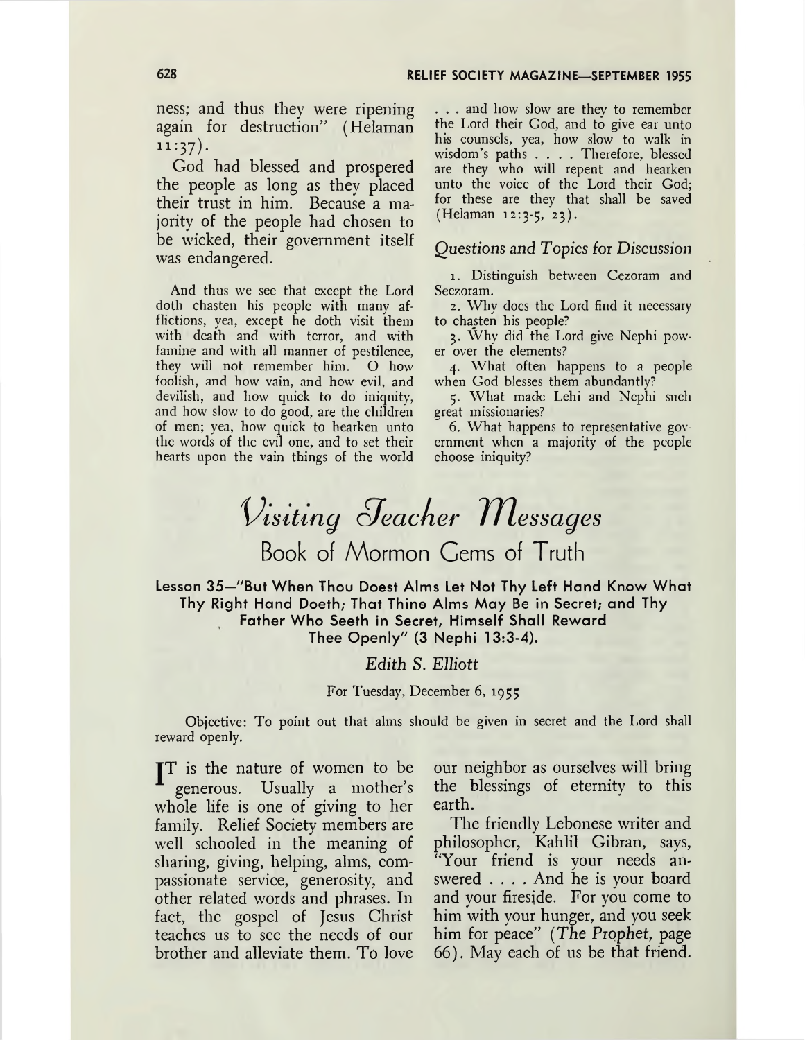ness; and thus they were ripening again for destruction" (Helaman 11:37).

God had blessed and prospered the people as long as they placed their trust in him. Because a majority of the people had chosen to be wicked, their government itself was endangered.

> And thus we see that except the Lord doth chasten his people with many afflictions, yea, except he doth visit them with death and with terror, and with famine and with all manner of pestilence, they will not remember him. O how foolish, and how vain, and how evil, and devilish, and how quick to do iniquity, and how slow to do good, are the children of men; yea, how quick to hearken unto the words of the evil one, and to set their hearts upon the vain things of the world . . . and how slow are they to remember the Lord their God, and to give ear unto his counsels, yea, how slow to walk in wisdom's paths . . . . Therefore, blessed are they who will repent and hearken unto the voice of the Lord their God; for these are they that shall be saved (Helaman 12:3-5, 23).

### *Questions and Topics for Discussion*

1. Distinguish between Cezoram and Seezoram.
2. Why does the Lord find it necessary to chasten his people?
3. Why did the Lord give Nephi power over the elements?
4. What often happens to a people when God blesses them abundantly?
5. What made Lehi and Nephi such great missionaries?
6. What happens to representative government when a majority of the people choose iniquity?

# *Visiting Teacher Messages*

## Book of Mormon Gems of Truth

**Lesson 35—"But When Thou Doest Alms Let Not Thy Left Hand Know What Thy Right Hand Doeth; That Thine Alms May Be in Secret; and Thy Father Who Seeth in Secret, Himself Shall Reward Thee Openly" (3 Nephi 13:3-4).**

*Edith S. Elliott*

For Tuesday, December 6, 1955

Objective: To point out that alms should be given in secret and the Lord shall reward openly.

IT is the nature of women to be generous. Usually a mother's whole life is one of giving to her family. Relief Society members are well schooled in the meaning of sharing, giving, helping, alms, compassionate service, generosity, and other related words and phrases. In fact, the gospel of Jesus Christ teaches us to see the needs of our brother and alleviate them. To love our neighbor as ourselves will bring the blessings of eternity to this earth.

The friendly Lebonese writer and philosopher, Kahlil Gibran, says, "Your friend is your needs answered . . . . And he is your board and your fireside. For you come to him with your hunger, and you seek him for peace" (*The Prophet*, page 66). May each of us be that friend.